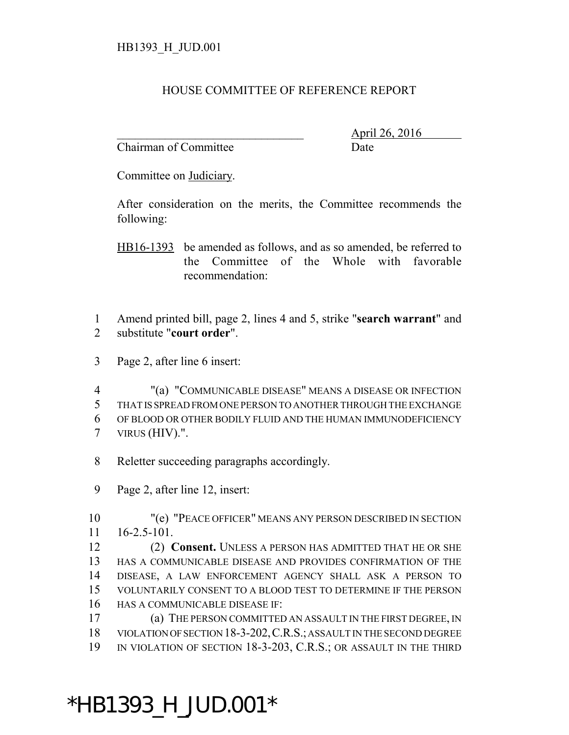HB1393_H_JUD.001

# HOUSE COMMITTEE OF REFERENCE REPORT

_______________________________ April 26, 2016
Chairman of Committee Date

Committee on Judiciary.

After consideration on the merits, the Committee recommends the following:

HB16-1393 be amended as follows, and as so amended, be referred to the Committee of the Whole with favorable recommendation:

1 Amend printed bill, page 2, lines 4 and 5, strike "**search warrant**" and
2 substitute "**court order**".

3 Page 2, after line 6 insert:

4 "(a) "COMMUNICABLE DISEASE" MEANS A DISEASE OR INFECTION
5 THAT IS SPREAD FROM ONE PERSON TO ANOTHER THROUGH THE EXCHANGE
6 OF BLOOD OR OTHER BODILY FLUID AND THE HUMAN IMMUNODEFICIENCY
7 VIRUS (HIV).".

8 Reletter succeeding paragraphs accordingly.

9 Page 2, after line 12, insert:

10 "(e) "PEACE OFFICER" MEANS ANY PERSON DESCRIBED IN SECTION
11 16-2.5-101.
12 (2) **Consent.** UNLESS A PERSON HAS ADMITTED THAT HE OR SHE
13 HAS A COMMUNICABLE DISEASE AND PROVIDES CONFIRMATION OF THE
14 DISEASE, A LAW ENFORCEMENT AGENCY SHALL ASK A PERSON TO
15 VOLUNTARILY CONSENT TO A BLOOD TEST TO DETERMINE IF THE PERSON
16 HAS A COMMUNICABLE DISEASE IF:
17 (a) THE PERSON COMMITTED AN ASSAULT IN THE FIRST DEGREE, IN
18 VIOLATION OF SECTION 18-3-202, C.R.S.; ASSAULT IN THE SECOND DEGREE
19 IN VIOLATION OF SECTION 18-3-203, C.R.S.; OR ASSAULT IN THE THIRD

*HB1393_H_JUD.001*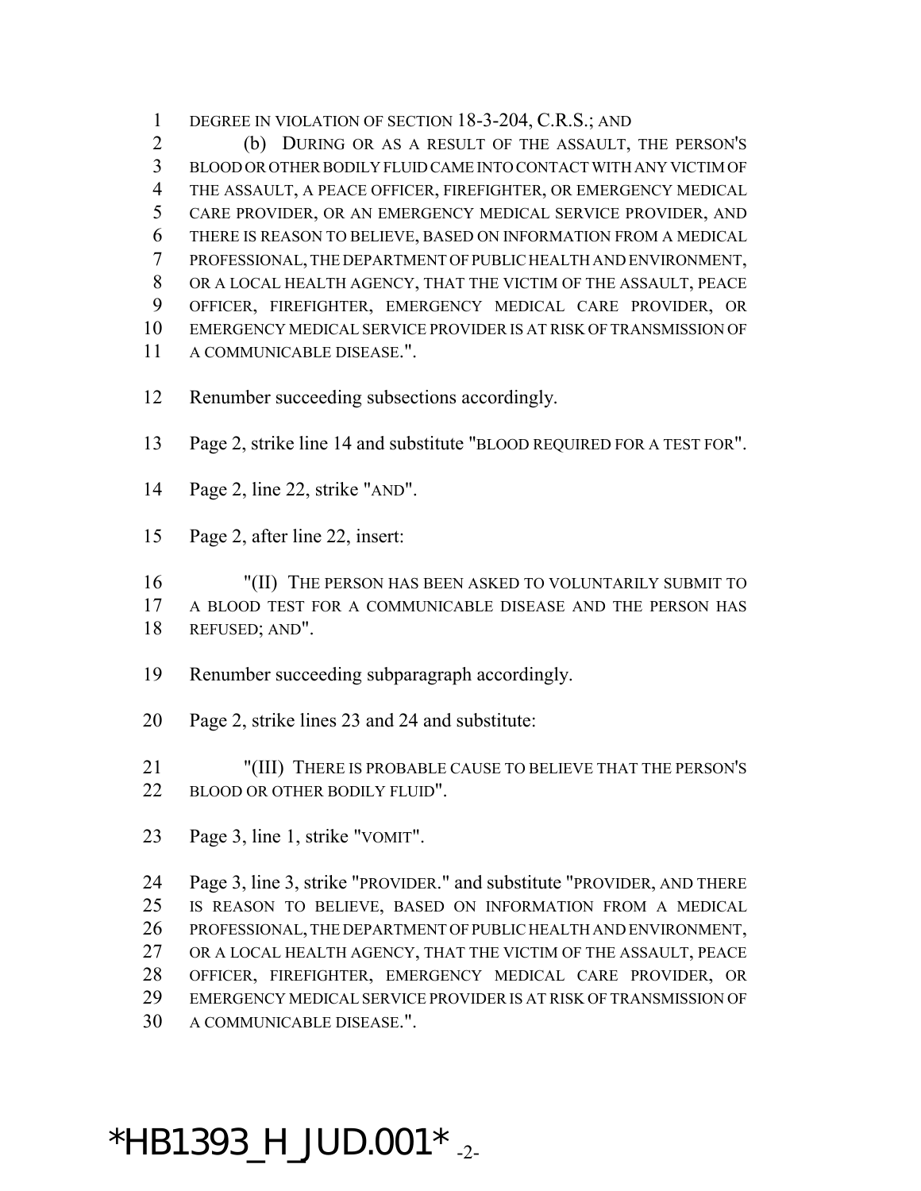DEGREE IN VIOLATION OF SECTION 18-3-204, C.R.S.; AND

(b) DURING OR AS A RESULT OF THE ASSAULT, THE PERSON'S BLOOD OR OTHER BODILY FLUID CAME INTO CONTACT WITH ANY VICTIM OF THE ASSAULT, A PEACE OFFICER, FIREFIGHTER, OR EMERGENCY MEDICAL CARE PROVIDER, OR AN EMERGENCY MEDICAL SERVICE PROVIDER, AND THERE IS REASON TO BELIEVE, BASED ON INFORMATION FROM A MEDICAL PROFESSIONAL, THE DEPARTMENT OF PUBLIC HEALTH AND ENVIRONMENT, OR A LOCAL HEALTH AGENCY, THAT THE VICTIM OF THE ASSAULT, PEACE OFFICER, FIREFIGHTER, EMERGENCY MEDICAL CARE PROVIDER, OR EMERGENCY MEDICAL SERVICE PROVIDER IS AT RISK OF TRANSMISSION OF A COMMUNICABLE DISEASE.".

Renumber succeeding subsections accordingly.

Page 2, strike line 14 and substitute "BLOOD REQUIRED FOR A TEST FOR".

Page 2, line 22, strike "AND".

Page 2, after line 22, insert:

"(II) THE PERSON HAS BEEN ASKED TO VOLUNTARILY SUBMIT TO A BLOOD TEST FOR A COMMUNICABLE DISEASE AND THE PERSON HAS REFUSED; AND".

Renumber succeeding subparagraph accordingly.

Page 2, strike lines 23 and 24 and substitute:

"(III) THERE IS PROBABLE CAUSE TO BELIEVE THAT THE PERSON'S BLOOD OR OTHER BODILY FLUID".

Page 3, line 1, strike "VOMIT".

Page 3, line 3, strike "PROVIDER." and substitute "PROVIDER, AND THERE IS REASON TO BELIEVE, BASED ON INFORMATION FROM A MEDICAL PROFESSIONAL, THE DEPARTMENT OF PUBLIC HEALTH AND ENVIRONMENT, OR A LOCAL HEALTH AGENCY, THAT THE VICTIM OF THE ASSAULT, PEACE OFFICER, FIREFIGHTER, EMERGENCY MEDICAL CARE PROVIDER, OR EMERGENCY MEDICAL SERVICE PROVIDER IS AT RISK OF TRANSMISSION OF A COMMUNICABLE DISEASE.".

*HB1393_H_JUD.001*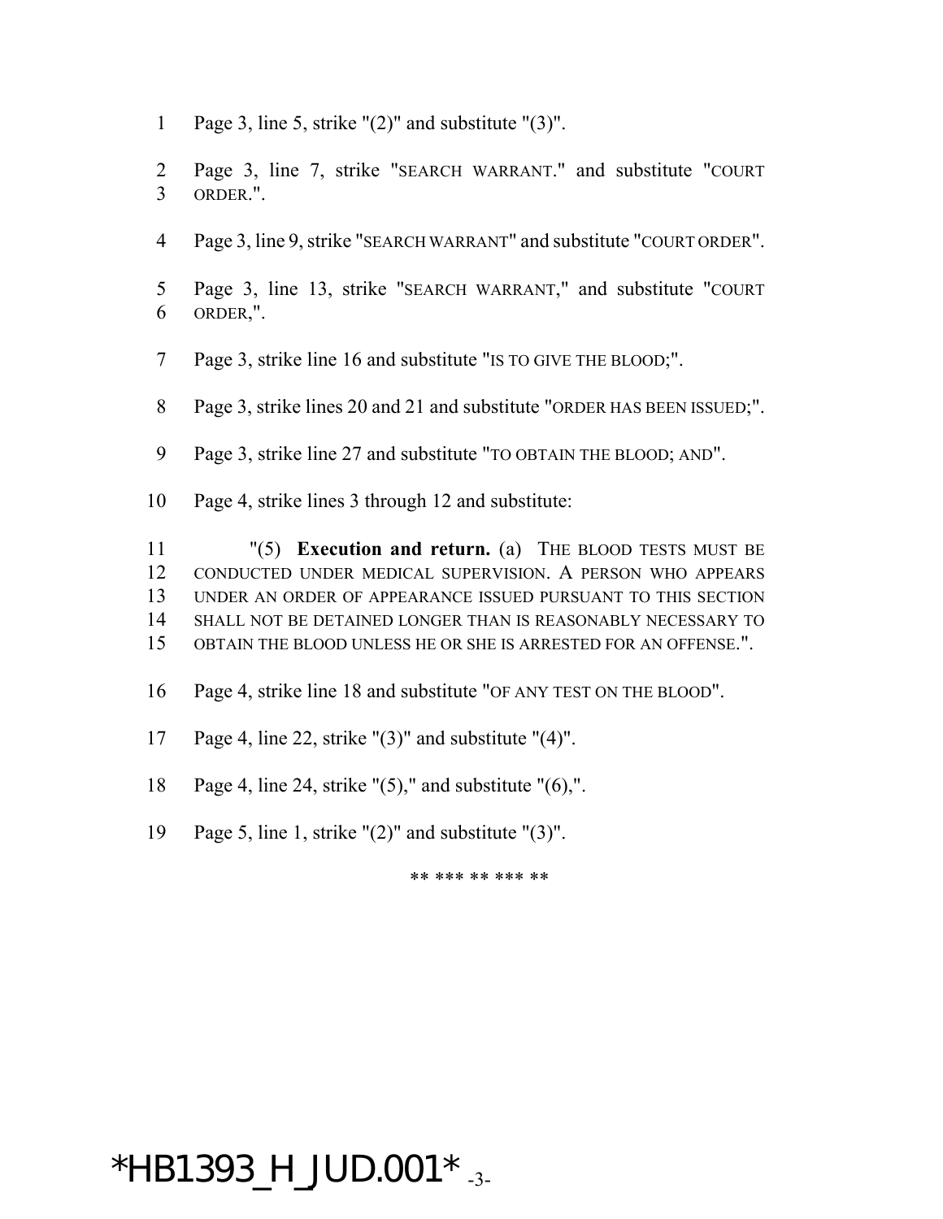1 Page 3, line 5, strike "(2)" and substitute "(3)".

2 Page 3, line 7, strike "SEARCH WARRANT." and substitute "COURT
3 ORDER.".

4 Page 3, line 9, strike "SEARCH WARRANT" and substitute "COURT ORDER".

5 Page 3, line 13, strike "SEARCH WARRANT," and substitute "COURT
6 ORDER,".

7 Page 3, strike line 16 and substitute "IS TO GIVE THE BLOOD;".

8 Page 3, strike lines 20 and 21 and substitute "ORDER HAS BEEN ISSUED;".

9 Page 3, strike line 27 and substitute "TO OBTAIN THE BLOOD; AND".

10 Page 4, strike lines 3 through 12 and substitute:

11 "(5) **Execution and return.** (a) THE BLOOD TESTS MUST BE
12 CONDUCTED UNDER MEDICAL SUPERVISION. A PERSON WHO APPEARS
13 UNDER AN ORDER OF APPEARANCE ISSUED PURSUANT TO THIS SECTION
14 SHALL NOT BE DETAINED LONGER THAN IS REASONABLY NECESSARY TO
15 OBTAIN THE BLOOD UNLESS HE OR SHE IS ARRESTED FOR AN OFFENSE.".

16 Page 4, strike line 18 and substitute "OF ANY TEST ON THE BLOOD".

17 Page 4, line 22, strike "(3)" and substitute "(4)".

18 Page 4, line 24, strike "(5)," and substitute "(6),".

19 Page 5, line 1, strike "(2)" and substitute "(3)".

** *** ** *** **

*HB1393_H_JUD.001*